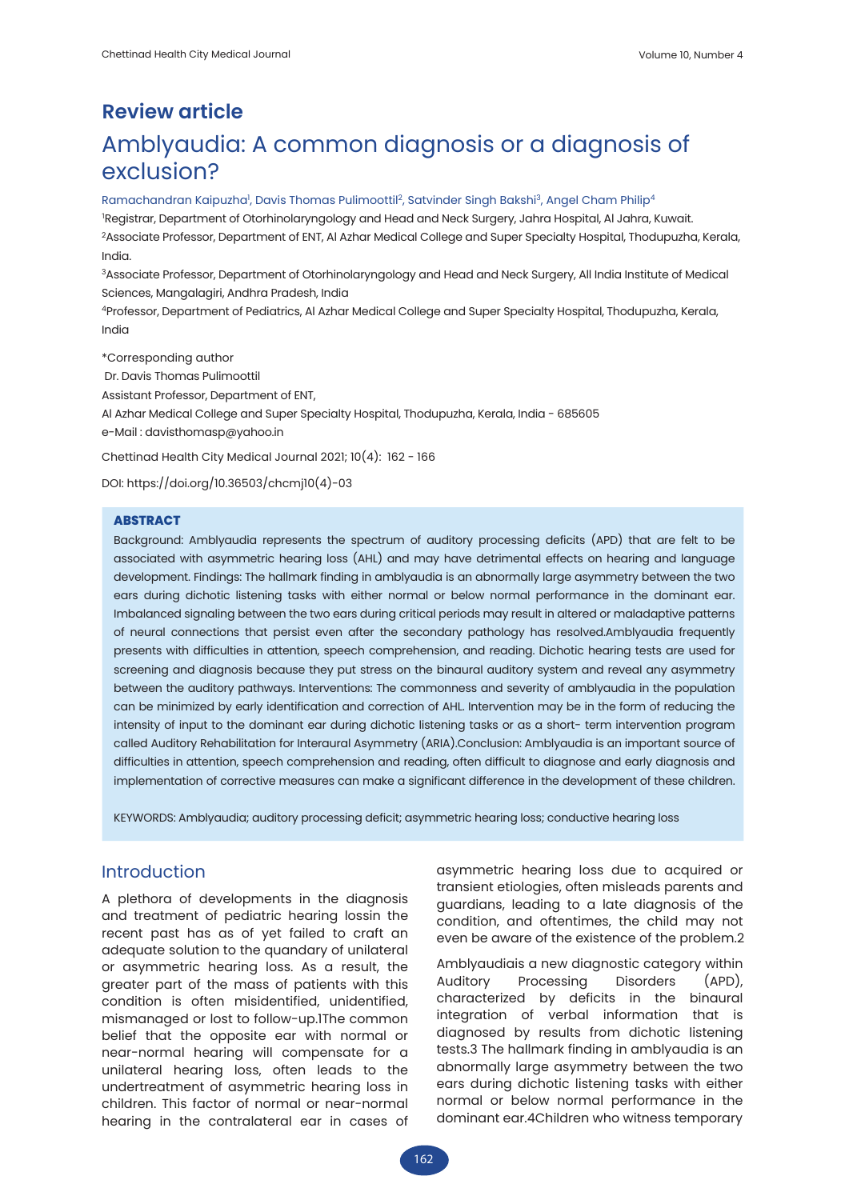# Review article

# Amblyaudia: A common diagnosis or a diagnosis of exclusion?

Ramachandran Kaipuzha[1], Davis Thomas Pulimoottil[2], Satvinder Singh Bakshi[3], Angel Cham Philip[4]

[1]Registrar, Department of Otorhinolaryngology and Head and Neck Surgery, Jahra Hospital, Al Jahra, Kuwait.

[2]Associate Professor, Department of ENT, Al Azhar Medical College and Super Specialty Hospital, Thodupuzha, Kerala, India.

[3]Associate Professor, Department of Otorhinolaryngology and Head and Neck Surgery, All India Institute of Medical Sciences, Mangalagiri, Andhra Pradesh, India

[4]Professor, Department of Pediatrics, Al Azhar Medical College and Super Specialty Hospital, Thodupuzha, Kerala, India

*Corresponding author
Dr. Davis Thomas Pulimoottil
Assistant Professor, Department of ENT,
Al Azhar Medical College and Super Specialty Hospital, Thodupuzha, Kerala, India - 685605
e-Mail : davisthomasp@yahoo.in

Chettinad Health City Medical Journal 2021; 10(4): 162 - 166

DOI: https://doi.org/10.36503/chcmj10(4)-03

### ABSTRACT

Background: Amblyaudia represents the spectrum of auditory processing deficits (APD) that are felt to be associated with asymmetric hearing loss (AHL) and may have detrimental effects on hearing and language development. Findings: The hallmark finding in amblyaudia is an abnormally large asymmetry between the two ears during dichotic listening tasks with either normal or below normal performance in the dominant ear. Imbalanced signaling between the two ears during critical periods may result in altered or maladaptive patterns of neural connections that persist even after the secondary pathology has resolved.Amblyaudia frequently presents with difficulties in attention, speech comprehension, and reading. Dichotic hearing tests are used for screening and diagnosis because they put stress on the binaural auditory system and reveal any asymmetry between the auditory pathways. Interventions: The commonness and severity of amblyaudia in the population can be minimized by early identification and correction of AHL. Intervention may be in the form of reducing the intensity of input to the dominant ear during dichotic listening tasks or as a short- term intervention program called Auditory Rehabilitation for Interaural Asymmetry (ARIA).Conclusion: Amblyaudia is an important source of difficulties in attention, speech comprehension and reading, often difficult to diagnose and early diagnosis and implementation of corrective measures can make a significant difference in the development of these children.

KEYWORDS: Amblyaudia; auditory processing deficit; asymmetric hearing loss; conductive hearing loss

## Introduction

A plethora of developments in the diagnosis and treatment of pediatric hearing lossin the recent past has as of yet failed to craft an adequate solution to the quandary of unilateral or asymmetric hearing loss. As a result, the greater part of the mass of patients with this condition is often misidentified, unidentified, mismanaged or lost to follow-up.1The common belief that the opposite ear with normal or near-normal hearing will compensate for a unilateral hearing loss, often leads to the undertreatment of asymmetric hearing loss in children. This factor of normal or near-normal hearing in the contralateral ear in cases of asymmetric hearing loss due to acquired or transient etiologies, often misleads parents and guardians, leading to a late diagnosis of the condition, and oftentimes, the child may not even be aware of the existence of the problem.2

Amblyaudiais a new diagnostic category within Auditory Processing Disorders (APD), characterized by deficits in the binaural integration of verbal information that is diagnosed by results from dichotic listening tests.3 The hallmark finding in amblyaudia is an abnormally large asymmetry between the two ears during dichotic listening tasks with either normal or below normal performance in the dominant ear.4Children who witness temporary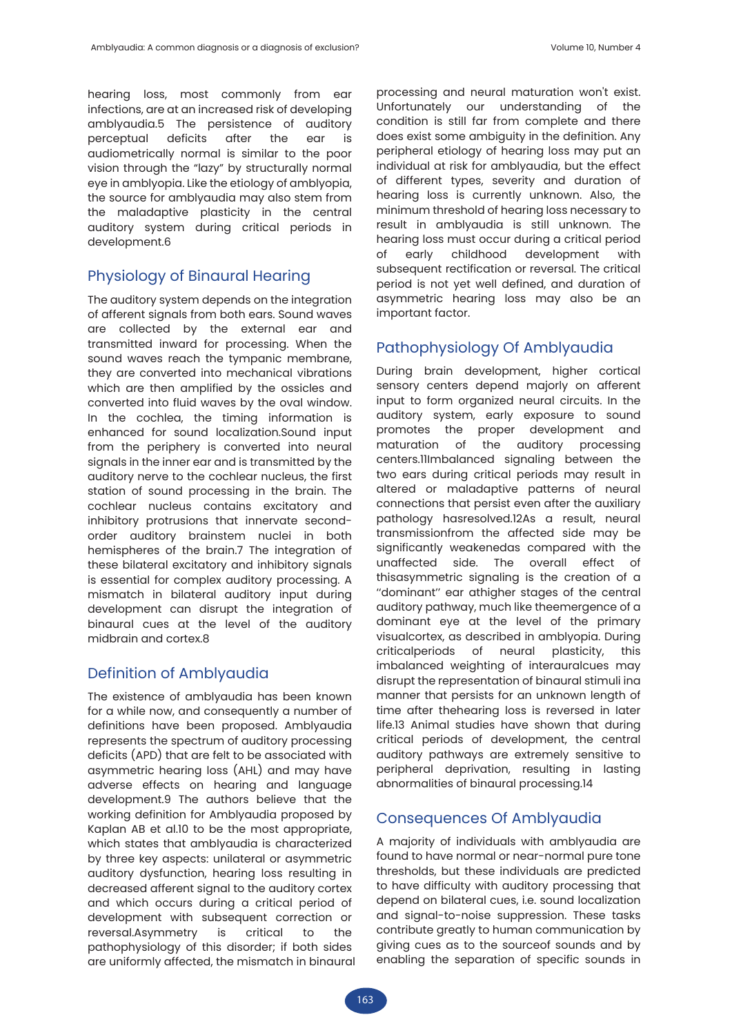hearing loss, most commonly from ear infections, are at an increased risk of developing amblyaudia.[5] The persistence of auditory perceptual deficits after the ear is audiometrically normal is similar to the poor vision through the "lazy" by structurally normal eye in amblyopia. Like the etiology of amblyopia, the source for amblyaudia may also stem from the maladaptive plasticity in the central auditory system during critical periods in development.[6]

## Physiology of Binaural Hearing

The auditory system depends on the integration of afferent signals from both ears. Sound waves are collected by the external ear and transmitted inward for processing. When the sound waves reach the tympanic membrane, they are converted into mechanical vibrations which are then amplified by the ossicles and converted into fluid waves by the oval window. In the cochlea, the timing information is enhanced for sound localization.Sound input from the periphery is converted into neural signals in the inner ear and is transmitted by the auditory nerve to the cochlear nucleus, the first station of sound processing in the brain. The cochlear nucleus contains excitatory and inhibitory protrusions that innervate second-order auditory brainstem nuclei in both hemispheres of the brain.[7] The integration of these bilateral excitatory and inhibitory signals is essential for complex auditory processing. A mismatch in bilateral auditory input during development can disrupt the integration of binaural cues at the level of the auditory midbrain and cortex.[8]

## Definition of Amblyaudia

The existence of amblyaudia has been known for a while now, and consequently a number of definitions have been proposed. Amblyaudia represents the spectrum of auditory processing deficits (APD) that are felt to be associated with asymmetric hearing loss (AHL) and may have adverse effects on hearing and language development.[9] The authors believe that the working definition for Amblyaudia proposed by Kaplan AB et al.[10] to be the most appropriate, which states that amblyaudia is characterized by three key aspects: unilateral or asymmetric auditory dysfunction, hearing loss resulting in decreased afferent signal to the auditory cortex and which occurs during a critical period of development with subsequent correction or reversal.Asymmetry is critical to the pathophysiology of this disorder; if both sides are uniformly affected, the mismatch in binaural processing and neural maturation won't exist. Unfortunately our understanding of the condition is still far from complete and there does exist some ambiguity in the definition. Any peripheral etiology of hearing loss may put an individual at risk for amblyaudia, but the effect of different types, severity and duration of hearing loss is currently unknown. Also, the minimum threshold of hearing loss necessary to result in amblyaudia is still unknown. The hearing loss must occur during a critical period of early childhood development with subsequent rectification or reversal. The critical period is not yet well defined, and duration of asymmetric hearing loss may also be an important factor.

## Pathophysiology Of Amblyaudia

During brain development, higher cortical sensory centers depend majorly on afferent input to form organized neural circuits. In the auditory system, early exposure to sound promotes the proper development and maturation of the auditory processing centers.[11]Imbalanced signaling between the two ears during critical periods may result in altered or maladaptive patterns of neural connections that persist even after the auxiliary pathology hasresolved.[12]As a result, neural transmissionfrom the affected side may be significantly weakenedas compared with the unaffected side. The overall effect of thisasymmetric signaling is the creation of a "dominant" ear athigher stages of the central auditory pathway, much like theemergence of a dominant eye at the level of the primary visualcortex, as described in amblyopia. During criticalperiods of neural plasticity, this imbalanced weighting of interauralcues may disrupt the representation of binaural stimuli ina manner that persists for an unknown length of time after thehearing loss is reversed in later life.[13] Animal studies have shown that during critical periods of development, the central auditory pathways are extremely sensitive to peripheral deprivation, resulting in lasting abnormalities of binaural processing.[14]

## Consequences Of Amblyaudia

A majority of individuals with amblyaudia are found to have normal or near-normal pure tone thresholds, but these individuals are predicted to have difficulty with auditory processing that depend on bilateral cues, i.e. sound localization and signal-to-noise suppression. These tasks contribute greatly to human communication by giving cues as to the sourceof sounds and by enabling the separation of specific sounds in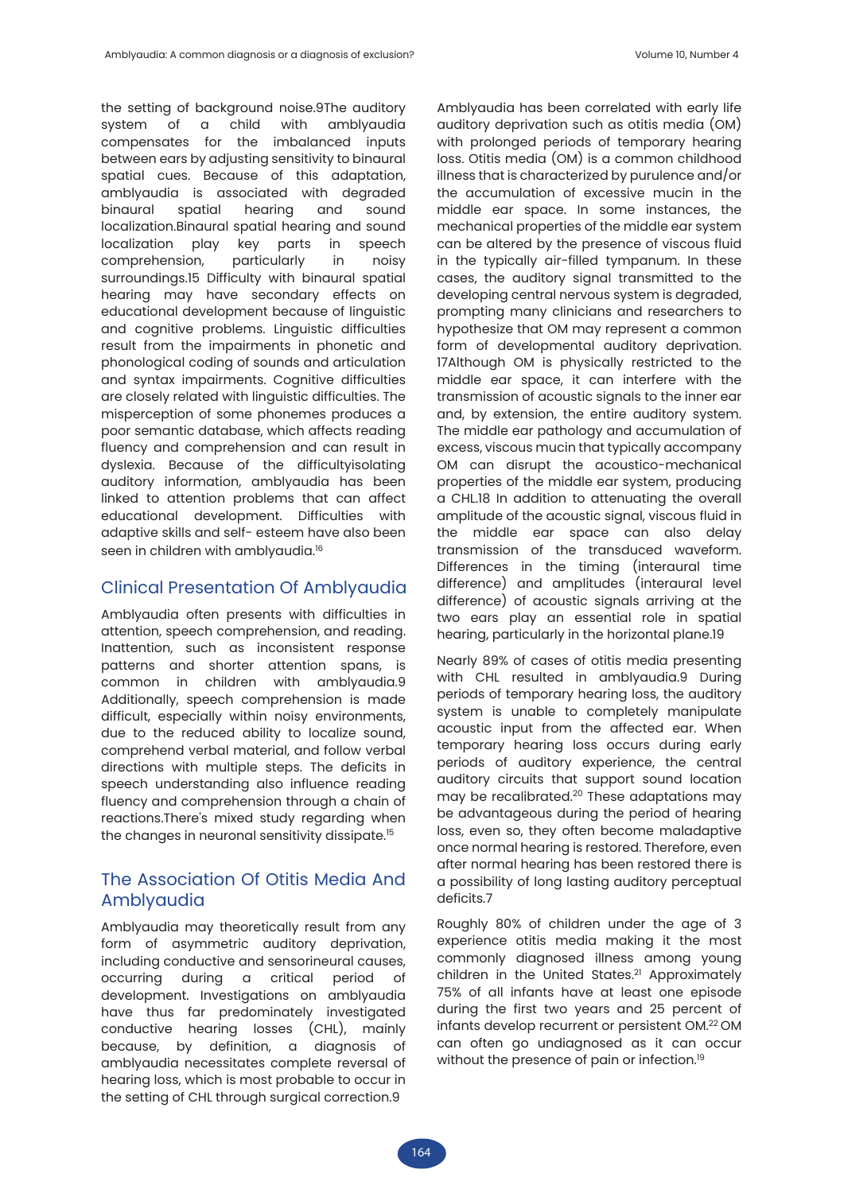the setting of background noise.9The auditory system of a child with amblyaudia compensates for the imbalanced inputs between ears by adjusting sensitivity to binaural spatial cues. Because of this adaptation, amblyaudia is associated with degraded binaural spatial hearing and sound localization.Binaural spatial hearing and sound localization play key parts in speech comprehension, particularly in noisy surroundings.15 Difficulty with binaural spatial hearing may have secondary effects on educational development because of linguistic and cognitive problems. Linguistic difficulties result from the impairments in phonetic and phonological coding of sounds and articulation and syntax impairments. Cognitive difficulties are closely related with linguistic difficulties. The misperception of some phonemes produces a poor semantic database, which affects reading fluency and comprehension and can result in dyslexia. Because of the difficultyisolating auditory information, amblyaudia has been linked to attention problems that can affect educational development. Difficulties with adaptive skills and self- esteem have also been seen in children with amblyaudia.[16]

## Clinical Presentation Of Amblyaudia

Amblyaudia often presents with difficulties in attention, speech comprehension, and reading. Inattention, such as inconsistent response patterns and shorter attention spans, is common in children with amblyaudia.9 Additionally, speech comprehension is made difficult, especially within noisy environments, due to the reduced ability to localize sound, comprehend verbal material, and follow verbal directions with multiple steps. The deficits in speech understanding also influence reading fluency and comprehension through a chain of reactions.There's mixed study regarding when the changes in neuronal sensitivity dissipate.[15]

## The Association Of Otitis Media And Amblyaudia

Amblyaudia may theoretically result from any form of asymmetric auditory deprivation, including conductive and sensorineural causes, occurring during a critical period of development. Investigations on amblyaudia have thus far predominately investigated conductive hearing losses (CHL), mainly because, by definition, a diagnosis of amblyaudia necessitates complete reversal of hearing loss, which is most probable to occur in the setting of CHL through surgical correction.9

Amblyaudia has been correlated with early life auditory deprivation such as otitis media (OM) with prolonged periods of temporary hearing loss. Otitis media (OM) is a common childhood illness that is characterized by purulence and/or the accumulation of excessive mucin in the middle ear space. In some instances, the mechanical properties of the middle ear system can be altered by the presence of viscous fluid in the typically air-filled tympanum. In these cases, the auditory signal transmitted to the developing central nervous system is degraded, prompting many clinicians and researchers to hypothesize that OM may represent a common form of developmental auditory deprivation. 17Although OM is physically restricted to the middle ear space, it can interfere with the transmission of acoustic signals to the inner ear and, by extension, the entire auditory system. The middle ear pathology and accumulation of excess, viscous mucin that typically accompany OM can disrupt the acoustico-mechanical properties of the middle ear system, producing a CHL.18 In addition to attenuating the overall amplitude of the acoustic signal, viscous fluid in the middle ear space can also delay transmission of the transduced waveform. Differences in the timing (interaural time difference) and amplitudes (interaural level difference) of acoustic signals arriving at the two ears play an essential role in spatial hearing, particularly in the horizontal plane.19

Nearly 89% of cases of otitis media presenting with CHL resulted in amblyaudia.9 During periods of temporary hearing loss, the auditory system is unable to completely manipulate acoustic input from the affected ear. When temporary hearing loss occurs during early periods of auditory experience, the central auditory circuits that support sound location may be recalibrated.[20] These adaptations may be advantageous during the period of hearing loss, even so, they often become maladaptive once normal hearing is restored. Therefore, even after normal hearing has been restored there is a possibility of long lasting auditory perceptual deficits.7

Roughly 80% of children under the age of 3 experience otitis media making it the most commonly diagnosed illness among young children in the United States.[21] Approximately 75% of all infants have at least one episode during the first two years and 25 percent of infants develop recurrent or persistent OM.[22] OM can often go undiagnosed as it can occur without the presence of pain or infection.[19]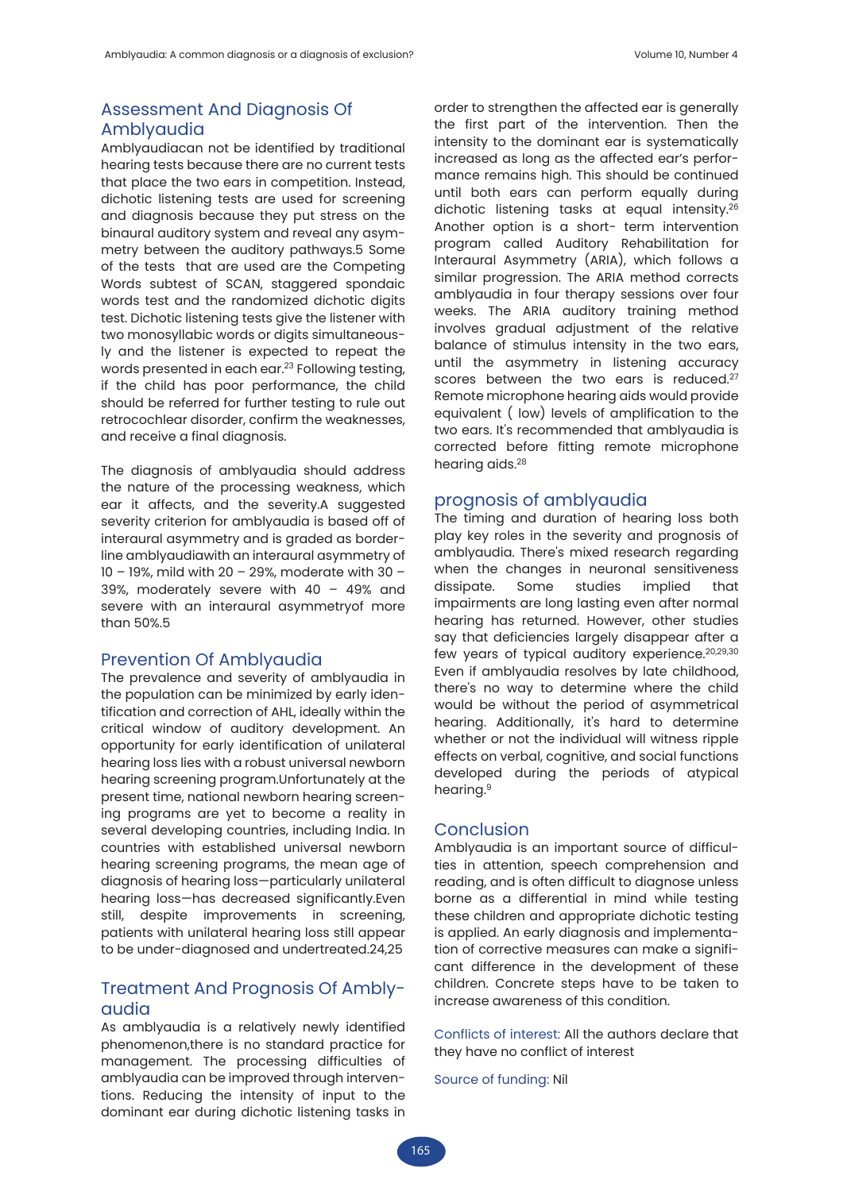## Assessment And Diagnosis Of Amblyaudia

Amblyaudiacan not be identified by traditional hearing tests because there are no current tests that place the two ears in competition. Instead, dichotic listening tests are used for screening and diagnosis because they put stress on the binaural auditory system and reveal any asymmetry between the auditory pathways.5 Some of the tests that are used are the Competing Words subtest of SCAN, staggered spondaic words test and the randomized dichotic digits test. Dichotic listening tests give the listener with two monosyllabic words or digits simultaneously and the listener is expected to repeat the words presented in each ear.[23] Following testing, if the child has poor performance, the child should be referred for further testing to rule out retrocochlear disorder, confirm the weaknesses, and receive a final diagnosis.

The diagnosis of amblyaudia should address the nature of the processing weakness, which ear it affects, and the severity.A suggested severity criterion for amblyaudia is based off of interaural asymmetry and is graded as borderline amblyaudiawith an interaural asymmetry of 10 – 19%, mild with 20 – 29%, moderate with 30 – 39%, moderately severe with 40 – 49% and severe with an interaural asymmetryof more than 50%.5

## Prevention Of Amblyaudia

The prevalence and severity of amblyaudia in the population can be minimized by early identification and correction of AHL, ideally within the critical window of auditory development. An opportunity for early identification of unilateral hearing loss lies with a robust universal newborn hearing screening program.Unfortunately at the present time, national newborn hearing screening programs are yet to become a reality in several developing countries, including India. In countries with established universal newborn hearing screening programs, the mean age of diagnosis of hearing loss—particularly unilateral hearing loss—has decreased significantly.Even still, despite improvements in screening, patients with unilateral hearing loss still appear to be under-diagnosed and undertreated.24,25

## Treatment And Prognosis Of Amblyaudia

As amblyaudia is a relatively newly identified phenomenon,there is no standard practice for management. The processing difficulties of amblyaudia can be improved through interventions. Reducing the intensity of input to the dominant ear during dichotic listening tasks in order to strengthen the affected ear is generally the first part of the intervention. Then the intensity to the dominant ear is systematically increased as long as the affected ear's performance remains high. This should be continued until both ears can perform equally during dichotic listening tasks at equal intensity.[26] Another option is a short- term intervention program called Auditory Rehabilitation for Interaural Asymmetry (ARIA), which follows a similar progression. The ARIA method corrects amblyaudia in four therapy sessions over four weeks. The ARIA auditory training method involves gradual adjustment of the relative balance of stimulus intensity in the two ears, until the asymmetry in listening accuracy scores between the two ears is reduced.[27] Remote microphone hearing aids would provide equivalent ( low) levels of amplification to the two ears. It's recommended that amblyaudia is corrected before fitting remote microphone hearing aids.[28]

## prognosis of amblyaudia

The timing and duration of hearing loss both play key roles in the severity and prognosis of amblyaudia. There's mixed research regarding when the changes in neuronal sensitiveness dissipate. Some studies implied that impairments are long lasting even after normal hearing has returned. However, other studies say that deficiencies largely disappear after a few years of typical auditory experience.[20,29,30] Even if amblyaudia resolves by late childhood, there's no way to determine where the child would be without the period of asymmetrical hearing. Additionally, it's hard to determine whether or not the individual will witness ripple effects on verbal, cognitive, and social functions developed during the periods of atypical hearing.[9]

## Conclusion

Amblyaudia is an important source of difficulties in attention, speech comprehension and reading, and is often difficult to diagnose unless borne as a differential in mind while testing these children and appropriate dichotic testing is applied. An early diagnosis and implementation of corrective measures can make a significant difference in the development of these children. Concrete steps have to be taken to increase awareness of this condition.

Conflicts of interest: All the authors declare that they have no conflict of interest

Source of funding: Nil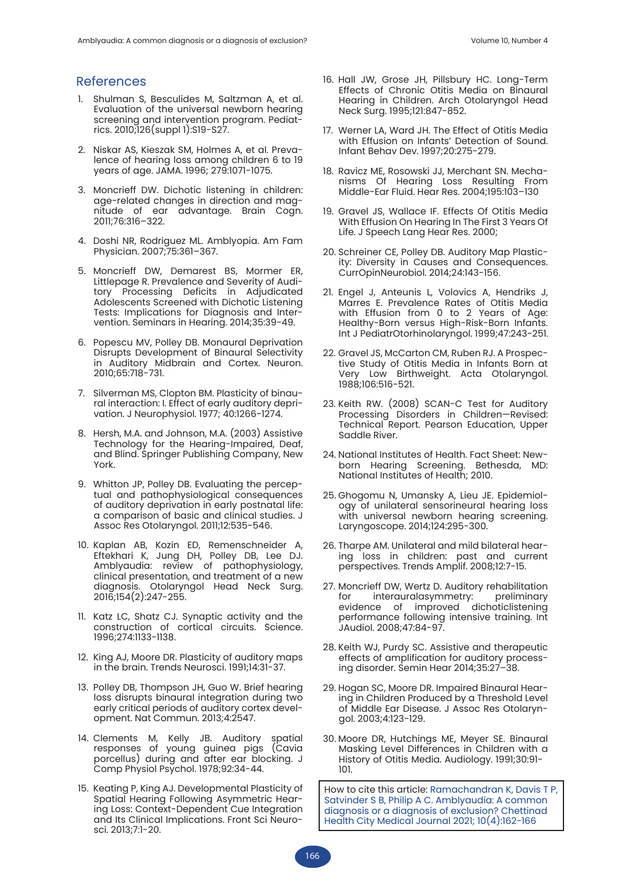## References

1. Shulman S, Besculides M, Saltzman A, et al. Evaluation of the universal newborn hearing screening and intervention program. Pediatrics. 2010;126(suppl 1):S19-S27.

2. Niskar AS, Kieszak SM, Holmes A, et al. Prevalence of hearing loss among children 6 to 19 years of age. JAMA. 1996; 279:1071-1075.

3. Moncrieff DW. Dichotic listening in children: age-related changes in direction and magnitude of ear advantage. Brain Cogn. 2011;76:316–322.

4. Doshi NR, Rodriguez ML. Amblyopia. Am Fam Physician. 2007;75:361–367.

5. Moncrieff DW, Demarest BS, Mormer ER, Littlepage R. Prevalence and Severity of Auditory Processing Deficits in Adjudicated Adolescents Screened with Dichotic Listening Tests: Implications for Diagnosis and Intervention. Seminars in Hearing. 2014;35:39-49.

6. Popescu MV, Polley DB. Monaural Deprivation Disrupts Development of Binaural Selectivity in Auditory Midbrain and Cortex. Neuron. 2010;65:718-731.

7. Silverman MS, Clopton BM. Plasticity of binaural interaction: I. Effect of early auditory deprivation. J Neurophysiol. 1977; 40:1266-1274.

8. Hersh, M.A. and Johnson, M.A. (2003) Assistive Technology for the Hearing-Impaired, Deaf, and Blind. Springer Publishing Company, New York.

9. Whitton JP, Polley DB. Evaluating the perceptual and pathophysiological consequences of auditory deprivation in early postnatal life: a comparison of basic and clinical studies. J Assoc Res Otolaryngol. 2011;12:535-546.

10. Kaplan AB, Kozin ED, Remenschneider A, Eftekhari K, Jung DH, Polley DB, Lee DJ. Amblyaudia: review of pathophysiology, clinical presentation, and treatment of a new diagnosis. Otolaryngol Head Neck Surg. 2016;154(2):247-255.

11. Katz LC, Shatz CJ. Synaptic activity and the construction of cortical circuits. Science. 1996;274:1133-1138.

12. King AJ, Moore DR. Plasticity of auditory maps in the brain. Trends Neurosci. 1991;14:31-37.

13. Polley DB, Thompson JH, Guo W. Brief hearing loss disrupts binaural integration during two early critical periods of auditory cortex development. Nat Commun. 2013;4:2547.

14. Clements M, Kelly JB. Auditory spatial responses of young guinea pigs (Cavia porcellus) during and after ear blocking. J Comp Physiol Psychol. 1978;92:34-44.

15. Keating P, King AJ. Developmental Plasticity of Spatial Hearing Following Asymmetric Hearing Loss: Context-Dependent Cue Integration and Its Clinical Implications. Front Sci Neurosci. 2013;7:1-20.

16. Hall JW, Grose JH, Pillsbury HC. Long-Term Effects of Chronic Otitis Media on Binaural Hearing in Children. Arch Otolaryngol Head Neck Surg. 1995;121:847-852.

17. Werner LA, Ward JH. The Effect of Otitis Media with Effusion on Infants' Detection of Sound. Infant Behav Dev. 1997;20:275-279.

18. Ravicz ME, Rosowski JJ, Merchant SN. Mechanisms Of Hearing Loss Resulting From Middle-Ear Fluid. Hear Res. 2004;195:103–130

19. Gravel JS, Wallace IF. Effects Of Otitis Media With Effusion On Hearing In The First 3 Years Of Life. J Speech Lang Hear Res. 2000;

20. Schreiner CE, Polley DB. Auditory Map Plasticity: Diversity in Causes and Consequences. CurrOpinNeurobiol. 2014;24:143-156.

21. Engel J, Anteunis L, Volovics A, Hendriks J, Marres E. Prevalence Rates of Otitis Media with Effusion from 0 to 2 Years of Age: Healthy-Born versus High-Risk-Born Infants. Int J PediatrOtorhinolaryngol. 1999;47:243-251.

22. Gravel JS, McCarton CM, Ruben RJ. A Prospective Study of Otitis Media in Infants Born at Very Low Birthweight. Acta Otolaryngol. 1988;106:516-521.

23. Keith RW. (2008) SCAN-C Test for Auditory Processing Disorders in Children—Revised: Technical Report. Pearson Education, Upper Saddle River.

24. National Institutes of Health. Fact Sheet: Newborn Hearing Screening. Bethesda, MD: National Institutes of Health; 2010.

25. Ghogomu N, Umansky A, Lieu JE. Epidemiology of unilateral sensorineural hearing loss with universal newborn hearing screening. Laryngoscope. 2014;124:295-300.

26. Tharpe AM. Unilateral and mild bilateral hearing loss in children: past and current perspectives. Trends Amplif. 2008;12:7-15.

27. Moncrieff DW, Wertz D. Auditory rehabilitation for interauralasymmetry: preliminary evidence of improved dichoticlistening performance following intensive training. Int JAudiol. 2008;47:84-97.

28. Keith WJ, Purdy SC. Assistive and therapeutic effects of amplification for auditory processing disorder. Semin Hear 2014;35:27–38.

29. Hogan SC, Moore DR. Impaired Binaural Hearing in Children Produced by a Threshold Level of Middle Ear Disease. J Assoc Res Otolaryngol. 2003;4:123-129.

30. Moore DR, Hutchings ME, Meyer SE. Binaural Masking Level Differences in Children with a History of Otitis Media. Audiology. 1991;30:91-101.

How to cite this article: Ramachandran K, Davis T P, Satvinder S B, Philip A C. Amblyaudia: A common diagnosis or a diagnosis of exclusion? Chettinad Health City Medical Journal 2021; 10(4):162-166